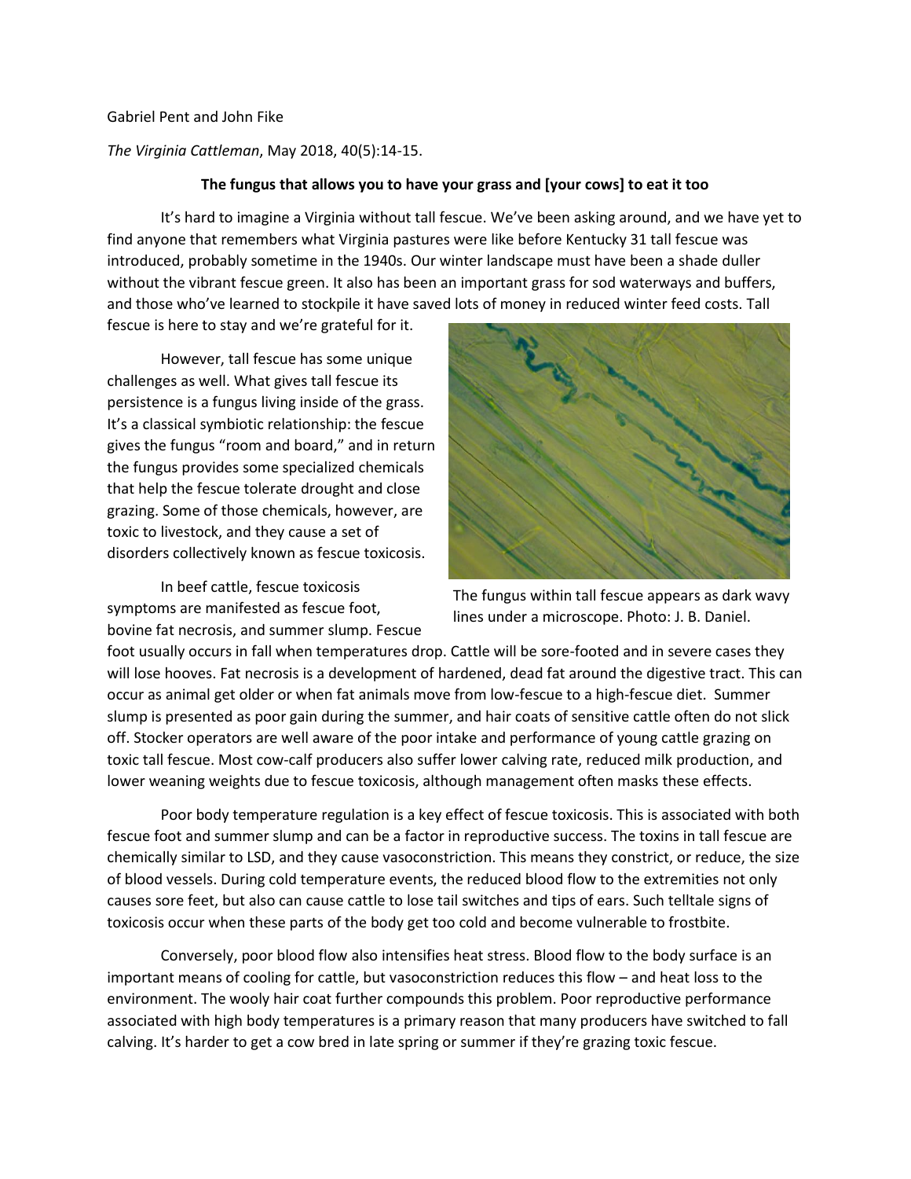Gabriel Pent and John Fike

*The Virginia Cattleman*, May 2018, 40(5):14-15.

**The fungus that allows you to have your grass and [your cows] to eat it too**

It's hard to imagine a Virginia without tall fescue. We've been asking around, and we have yet to find anyone that remembers what Virginia pastures were like before Kentucky 31 tall fescue was introduced, probably sometime in the 1940s. Our winter landscape must have been a shade duller without the vibrant fescue green. It also has been an important grass for sod waterways and buffers, and those who've learned to stockpile it have saved lots of money in reduced winter feed costs. Tall fescue is here to stay and we're grateful for it.

However, tall fescue has some unique challenges as well. What gives tall fescue its persistence is a fungus living inside of the grass. It's a classical symbiotic relationship: the fescue gives the fungus "room and board," and in return the fungus provides some specialized chemicals that help the fescue tolerate drought and close grazing. Some of those chemicals, however, are toxic to livestock, and they cause a set of disorders collectively known as fescue toxicosis.

The fungus within tall fescue appears as dark wavy lines under a microscope. Photo: J. B. Daniel.

In beef cattle, fescue toxicosis symptoms are manifested as fescue foot, bovine fat necrosis, and summer slump. Fescue foot usually occurs in fall when temperatures drop. Cattle will be sore-footed and in severe cases they will lose hooves. Fat necrosis is a development of hardened, dead fat around the digestive tract. This can occur as animal get older or when fat animals move from low-fescue to a high-fescue diet. Summer slump is presented as poor gain during the summer, and hair coats of sensitive cattle often do not slick off. Stocker operators are well aware of the poor intake and performance of young cattle grazing on toxic tall fescue. Most cow-calf producers also suffer lower calving rate, reduced milk production, and lower weaning weights due to fescue toxicosis, although management often masks these effects.

Poor body temperature regulation is a key effect of fescue toxicosis. This is associated with both fescue foot and summer slump and can be a factor in reproductive success. The toxins in tall fescue are chemically similar to LSD, and they cause vasoconstriction. This means they constrict, or reduce, the size of blood vessels. During cold temperature events, the reduced blood flow to the extremities not only causes sore feet, but also can cause cattle to lose tail switches and tips of ears. Such telltale signs of toxicosis occur when these parts of the body get too cold and become vulnerable to frostbite.

Conversely, poor blood flow also intensifies heat stress. Blood flow to the body surface is an important means of cooling for cattle, but vasoconstriction reduces this flow – and heat loss to the environment. The wooly hair coat further compounds this problem. Poor reproductive performance associated with high body temperatures is a primary reason that many producers have switched to fall calving. It's harder to get a cow bred in late spring or summer if they're grazing toxic fescue.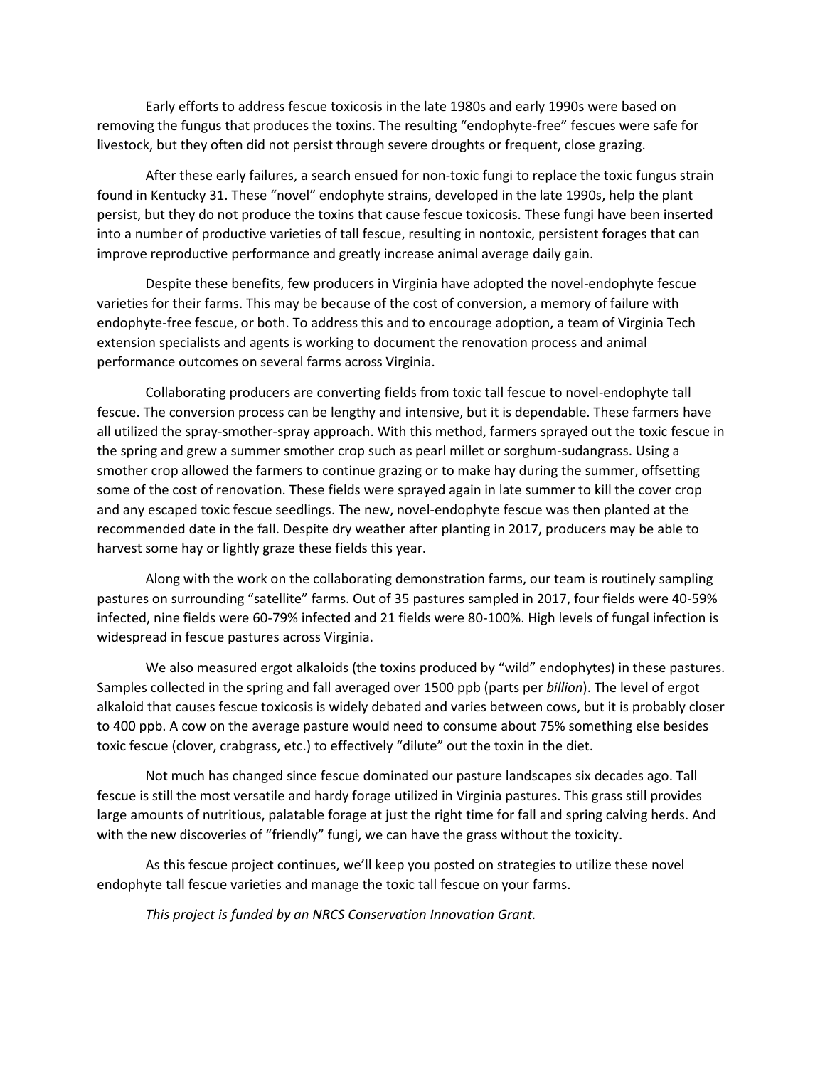Early efforts to address fescue toxicosis in the late 1980s and early 1990s were based on removing the fungus that produces the toxins. The resulting "endophyte-free" fescues were safe for livestock, but they often did not persist through severe droughts or frequent, close grazing.

After these early failures, a search ensued for non-toxic fungi to replace the toxic fungus strain found in Kentucky 31. These "novel" endophyte strains, developed in the late 1990s, help the plant persist, but they do not produce the toxins that cause fescue toxicosis. These fungi have been inserted into a number of productive varieties of tall fescue, resulting in nontoxic, persistent forages that can improve reproductive performance and greatly increase animal average daily gain.

Despite these benefits, few producers in Virginia have adopted the novel-endophyte fescue varieties for their farms. This may be because of the cost of conversion, a memory of failure with endophyte-free fescue, or both. To address this and to encourage adoption, a team of Virginia Tech extension specialists and agents is working to document the renovation process and animal performance outcomes on several farms across Virginia.

Collaborating producers are converting fields from toxic tall fescue to novel-endophyte tall fescue. The conversion process can be lengthy and intensive, but it is dependable. These farmers have all utilized the spray-smother-spray approach. With this method, farmers sprayed out the toxic fescue in the spring and grew a summer smother crop such as pearl millet or sorghum-sudangrass. Using a smother crop allowed the farmers to continue grazing or to make hay during the summer, offsetting some of the cost of renovation. These fields were sprayed again in late summer to kill the cover crop and any escaped toxic fescue seedlings. The new, novel-endophyte fescue was then planted at the recommended date in the fall. Despite dry weather after planting in 2017, producers may be able to harvest some hay or lightly graze these fields this year.

Along with the work on the collaborating demonstration farms, our team is routinely sampling pastures on surrounding "satellite" farms. Out of 35 pastures sampled in 2017, four fields were 40-59% infected, nine fields were 60-79% infected and 21 fields were 80-100%. High levels of fungal infection is widespread in fescue pastures across Virginia.

We also measured ergot alkaloids (the toxins produced by "wild" endophytes) in these pastures. Samples collected in the spring and fall averaged over 1500 ppb (parts per *billion*). The level of ergot alkaloid that causes fescue toxicosis is widely debated and varies between cows, but it is probably closer to 400 ppb. A cow on the average pasture would need to consume about 75% something else besides toxic fescue (clover, crabgrass, etc.) to effectively "dilute" out the toxin in the diet.

Not much has changed since fescue dominated our pasture landscapes six decades ago. Tall fescue is still the most versatile and hardy forage utilized in Virginia pastures. This grass still provides large amounts of nutritious, palatable forage at just the right time for fall and spring calving herds. And with the new discoveries of "friendly" fungi, we can have the grass without the toxicity.

As this fescue project continues, we'll keep you posted on strategies to utilize these novel endophyte tall fescue varieties and manage the toxic tall fescue on your farms.

*This project is funded by an NRCS Conservation Innovation Grant.*